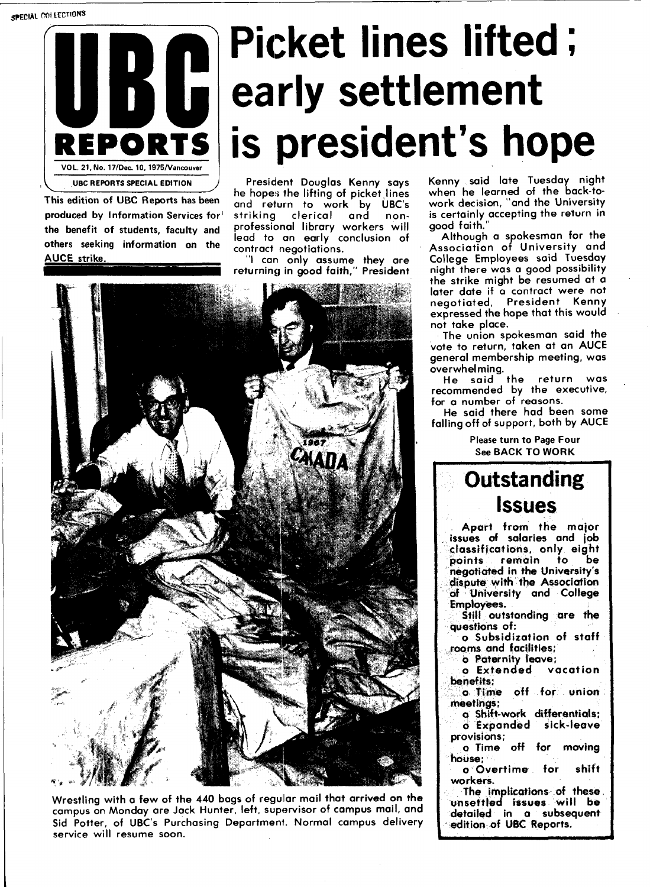SPECIAL COLLECTIONS

# UBC REPORTS

VOL. 21, No. 17/Dec. 10, 1975/Vancouver

UBC REPORTS SPECIAL EDITION

**This edition of UBC Reports has been produced by Information Services for the benefit of students, faculty and others seeking information on the AUCE strike.**

# Picket lines lifted; early settlement is president's hope

President Douglas Kenny says he hopes the lifting of picket lines and return to work by UBC's striking clerical and non-professional library workers will lead to an early conclusion of contract negotiations.

"I can only assume they are returning in good faith," President Kenny said late Tuesday night when he learned of the back-to-work decision, "and the University is certainly accepting the return in good faith."

Although a spokesman for the Association of University and College Employees said Tuesday night there was a good possibility the strike might be resumed at a later date if a contract were not negotiated, President Kenny expressed the hope that this would not take place.

The union spokesman said the vote to return, taken at an AUCE general membership meeting, was overwhelming.

He said the return was recommended by the executive, for a number of reasons.

He said there had been some falling off of support, both by AUCE

**Please turn to Page Four**
**See BACK TO WORK**

Wrestling with a few of the 440 bags of regular mail that arrived on the campus on Monday are Jack Hunter, left, supervisor of campus mail, and Sid Potter, of UBC's Purchasing Department. Normal campus delivery service will resume soon.

## Outstanding Issues

**Apart from the major issues of salaries and job classifications, only eight points remain to be negotiated in the University's dispute with the Association of University and College Employees.**

**Still outstanding are the questions of:**

- **Subsidization of staff rooms and facilities;**
- **Paternity leave;**
- **Extended vacation benefits;**
- **Time off for union meetings;**
- **Shift-work differentials;**
- **Expanded sick-leave provisions;**
- **Time off for moving house;**
- **Overtime for shift workers.**

**The implications of these unsettled issues will be detailed in a subsequent edition of UBC Reports.**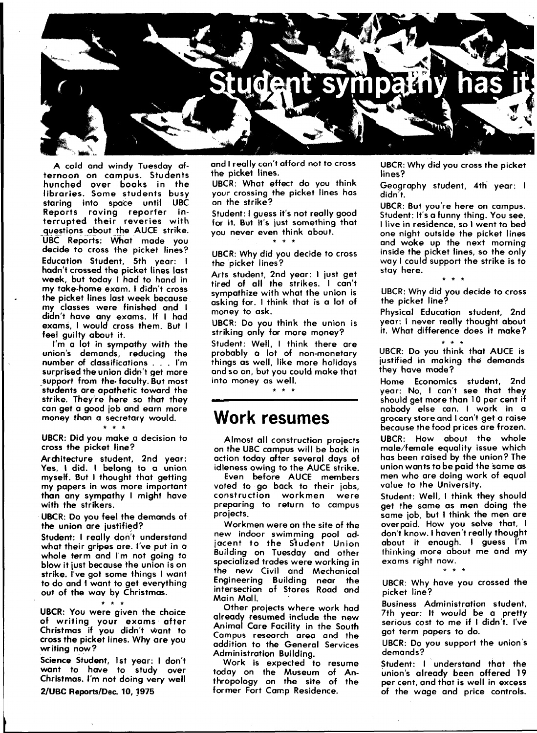# Student sympathy has it

A cold and windy Tuesday afternoon on campus. Students hunched over books in the libraries. Some students busy staring into space until UBC Reports roving reporter interrupted their reveries with questions about the AUCE strike.

UBC Reports: What made you decide to cross the picket lines?

Education Student, 5th year: I hadn't crossed the picket lines last week, but today I had to hand in my take-home exam. I didn't cross the picket lines last week because my classes were finished and I didn't have any exams. If I had exams, I would cross them. But I feel guilty about it.

I'm a lot in sympathy with the union's demands, reducing the number of classifications . . . I'm surprised the union didn't get more support from the faculty. But most students are apathetic toward the strike. They're here so that they can get a good job and earn more money than a secretary would.

\* \* \*

UBCR: Did you make a decision to cross the picket line?

Architecture student, 2nd year: Yes, I did. I belong to a union myself. But I thought that getting my papers in was more important than any sympathy I might have with the strikers.

UBCR: Do you feel the demands of the union are justified?

Student: I really don't understand what their gripes are. I've put in a whole term and I'm not going to blow it just because the union is on strike. I've got some things I want to do and I want to get everything out of the way by Christmas.

\* \* \*

UBCR: You were given the choice of writing your exams after Christmas if you didn't want to cross the picket lines. Why are you writing now?

Science Student, 1st year: I don't want to have to study over Christmas. I'm not doing very well and I really can't afford not to cross the picket lines.

UBCR: What effect do you think your crossing the picket lines has on the strike?

Student: I guess it's not really good for it. But it's just something that you never even think about.

\* \* \*

UBCR: Why did you decide to cross the picket lines?

Arts student, 2nd year: I just get tired of all the strikes. I can't sympathize with what the union is asking for. I think that is a lot of money to ask.

UBCR: Do you think the union is striking only for more money?

Student: Well, I think there are probably a lot of non-monetary things as well, like more holidays and so on, but you could make that into money as well.

\* \* \*

UBCR: Why did you cross the picket lines?

Geography student, 4th year: I didn't.

UBCR: But you're here on campus.

Student: It's a funny thing. You see, I live in residence, so I went to bed one night outside the picket lines and woke up the next morning inside the picket lines, so the only way I could support the strike is to stay here.

\* \* \*

UBCR: Why did you decide to cross the picket line?

Physical Education student, 2nd year: I never really thought about it. What difference does it make?

\* \* \*

UBCR: Do you think that AUCE is justified in making the demands they have made?

Home Economics student, 2nd year: No, I can't see that they should get more than 10 per cent if nobody else can. I work in a grocery store and I can't get a raise because the food prices are frozen.

UBCR: How about the whole male/female equality issue which has been raised by the union? The union wants to be paid the same as men who are doing work of equal value to the University.

Student: Well, I think they should get the same as men doing the same job, but I think the men are overpaid. How you solve that, I don't know. I haven't really thought about it enough. I guess I'm thinking more about me and my exams right now.

\* \* \*

UBCR: Why have you crossed the picket line?

Business Administration student, 7th year: It would be a pretty serious cost to me if I didn't. I've got term papers to do.

UBCR: Do you support the union's demands?

Student: I understand that the union's already been offered 19 per cent, and that is well in excess of the wage and price controls.

## Work resumes

Almost all construction projects on the UBC campus will be back in action today after several days of idleness owing to the AUCE strike.

Even before AUCE members voted to go back to their jobs, construction workmen were preparing to return to campus projects.

Workmen were on the site of the new indoor swimming pool adjacent to the Student Union Building on Tuesday and other specialized trades were working in the new Civil and Mechanical Engineering Building near the intersection of Stores Road and Main Mall.

Other projects where work had already resumed include the new Animal Care Facility in the South Campus research area and the addition to the General Services Administration Building.

Work is expected to resume today on the Museum of Anthropology on the site of the former Fort Camp Residence.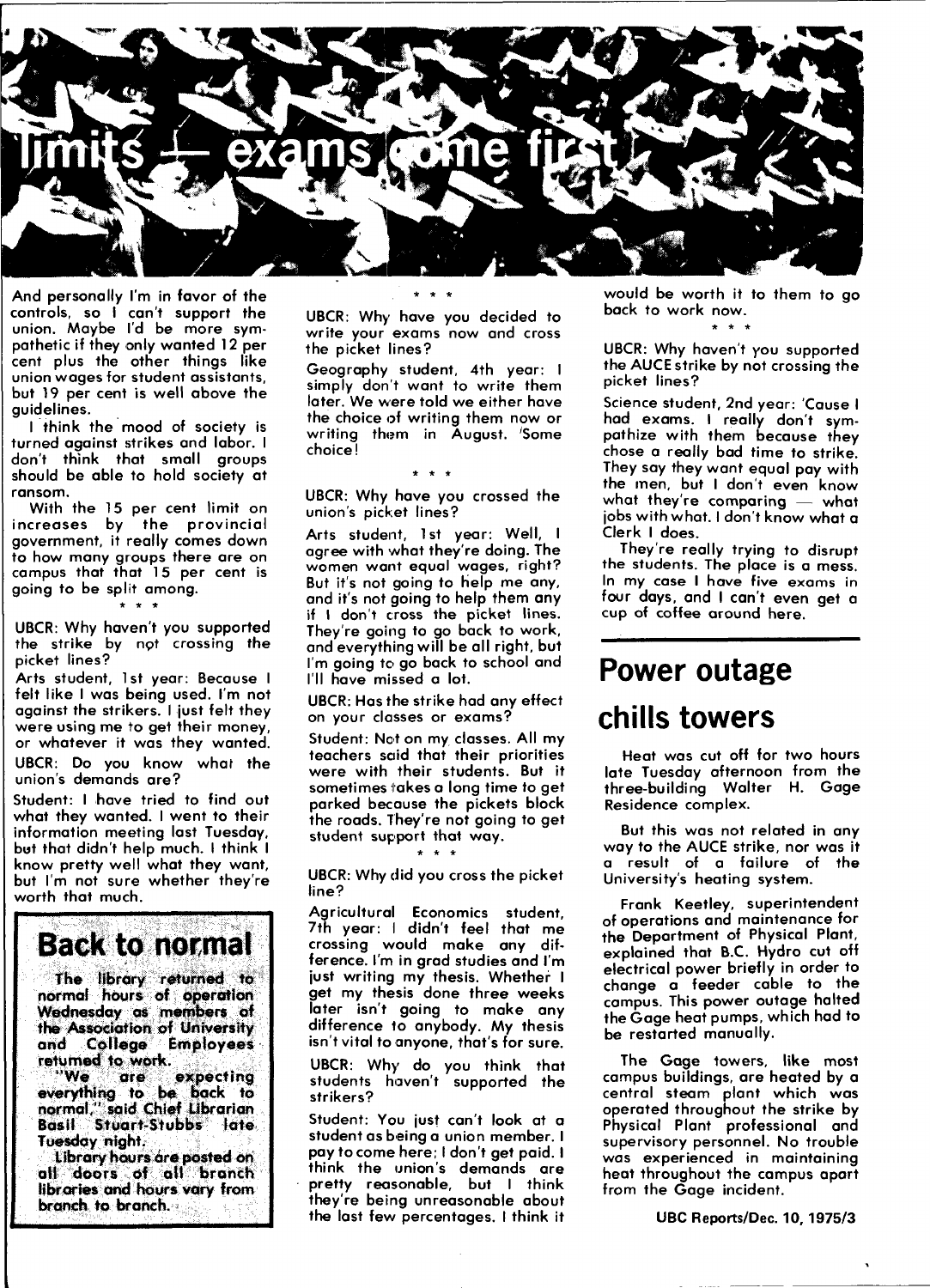# Limits — exams come first

And personally I'm in favor of the controls, so I can't support the union. Maybe I'd be more sympathetic if they only wanted 12 per cent plus the other things like union wages for student assistants, but 19 per cent is well above the guidelines.

I think the mood of society is turned against strikes and labor. I don't think that small groups should be able to hold society at ransom.

With the 15 per cent limit on increases by the provincial government, it really comes down to how many groups there are on campus that that 15 per cent is going to be split among.

\* \* \*

UBCR: Why haven't you supported the strike by not crossing the picket lines?

Arts student, 1st year: Because I felt like I was being used. I'm not against the strikers. I just felt they were using me to get their money, or whatever it was they wanted.

UBCR: Do you know what the union's demands are?

Student: I have tried to find out what they wanted. I went to their information meeting last Tuesday, but that didn't help much. I think I know pretty well what they want, but I'm not sure whether they're worth that much.

\* \* \*

UBCR: Why have you decided to write your exams now and cross the picket lines?

Geography student, 4th year: I simply don't want to write them later. We were told we either have the choice of writing them now or writing them in August. 'Some choice!

\* \* \*

UBCR: Why have you crossed the union's picket lines?

Arts student, 1st year: Well, I agree with what they're doing. The women want equal wages, right? But it's not going to help me any, and it's not going to help them any if I don't cross the picket lines. They're going to go back to work, and everything will be all right, but I'm going to go back to school and I'll have missed a lot.

UBCR: Has the strike had any effect on your classes or exams?

Student: Not on my classes. All my teachers said that their priorities were with their students. But it sometimes takes a long time to get parked because the pickets block the roads. They're not going to get student support that way.

\* \* \*

UBCR: Why did you cross the picket line?

Agricultural Economics student, 7th year: I didn't feel that me crossing would make any difference. I'm in grad studies and I'm just writing my thesis. Whether I get my thesis done three weeks later isn't going to make any difference to anybody. My thesis isn't vital to anyone, that's for sure.

UBCR: Why do you think that students haven't supported the strikers?

Student: You just can't look at a student as being a union member. I pay to come here; I don't get paid. I think the union's demands are pretty reasonable, but I think they're being unreasonable about the last few percentages. I think it would be worth it to them to go back to work now.

\* \* \*

UBCR: Why haven't you supported the AUCE strike by not crossing the picket lines?

Science student, 2nd year: 'Cause I had exams. I really don't sympathize with them because they chose a really bad time to strike. They say they want equal pay with the men, but I don't even know what they're comparing — what jobs with what. I don't know what a Clerk I does.

They're really trying to disrupt the students. The place is a mess. In my case I have five exams in four days, and I can't even get a cup of coffee around here.

## Back to normal

**The library returned to normal hours of operation Wednesday as members of the Association of University and College Employees returned to work.**

**"We are expecting everything to be back to normal," said Chief Librarian Basil Stuart-Stubbs late Tuesday night.**

**Library hours are posted on all doors of all branch libraries and hours vary from branch to branch.**

## Power outage chills towers

Heat was cut off for two hours late Tuesday afternoon from the three-building Walter H. Gage Residence complex.

But this was not related in any way to the AUCE strike, nor was it a result of a failure of the University's heating system.

Frank Keetley, superintendent of operations and maintenance for the Department of Physical Plant, explained that B.C. Hydro cut off electrical power briefly in order to change a feeder cable to the campus. This power outage halted the Gage heat pumps, which had to be restarted manually.

The Gage towers, like most campus buildings, are heated by a central steam plant which was operated throughout the strike by Physical Plant professional and supervisory personnel. No trouble was experienced in maintaining heat throughout the campus apart from the Gage incident.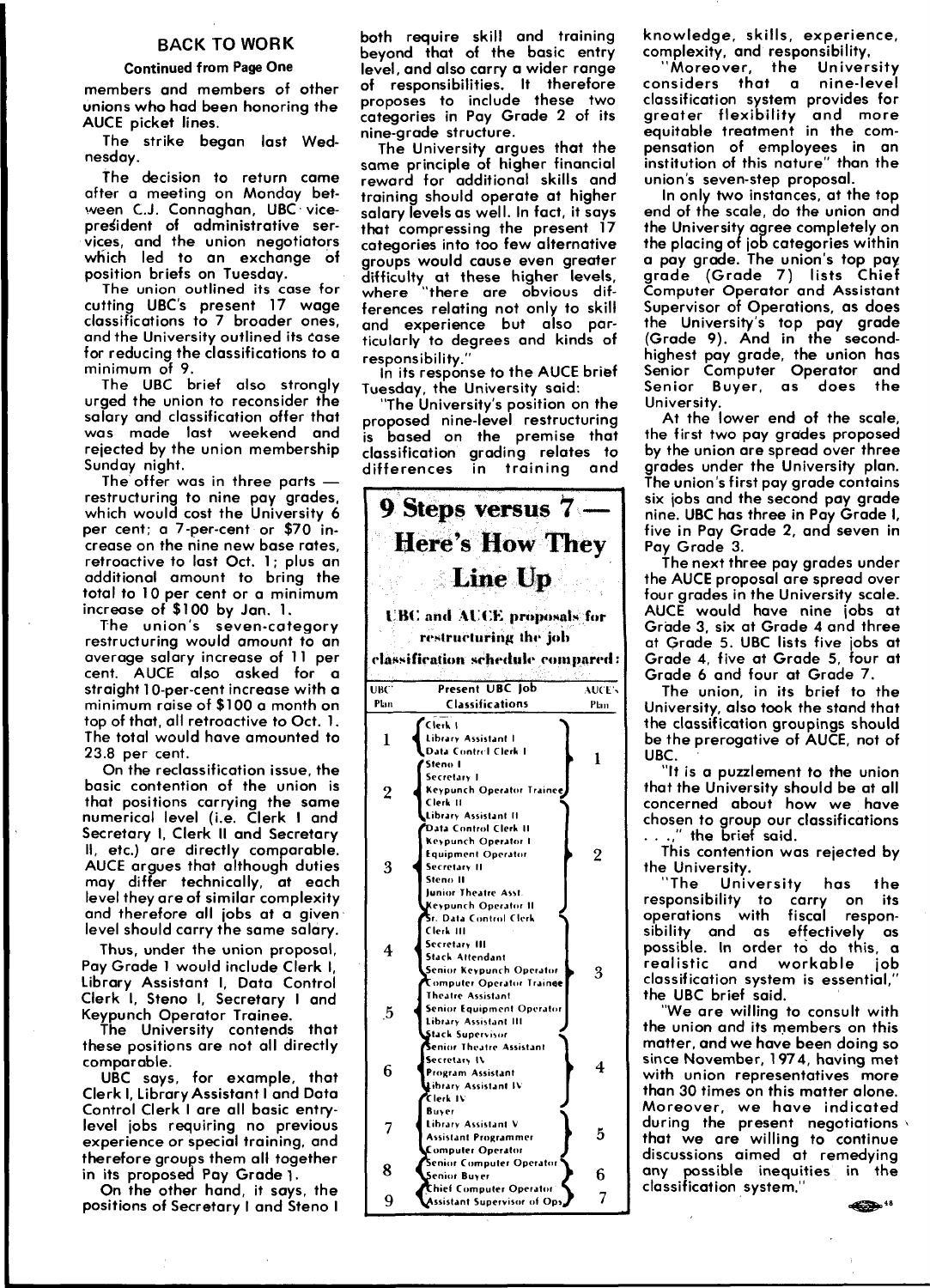## BACK TO WORK

**Continued from Page One**

members and members of other unions who had been honoring the AUCE picket lines.

The strike began last Wednesday.

The decision to return came after a meeting on Monday between C.J. Connaghan, UBC vice-president of administrative services, and the union negotiators which led to an exchange of position briefs on Tuesday.

The union outlined its case for cutting UBC's present 17 wage classifications to 7 broader ones, and the University outlined its case for reducing the classifications to a minimum of 9.

The UBC brief also strongly urged the union to reconsider the salary and classification offer that was made last weekend and rejected by the union membership Sunday night.

The offer was in three parts — restructuring to nine pay grades, which would cost the University 6 per cent; a 7-per-cent or $70 increase on the nine new base rates, retroactive to last Oct. 1; plus an additional amount to bring the total to 10 per cent or a minimum increase of $100 by Jan. 1.

The union's seven-category restructuring would amount to an average salary increase of 11 per cent. AUCE also asked for a straight 10-per-cent increase with a minimum raise of $100 a month on top of that, all retroactive to Oct. 1. The total would have amounted to 23.8 per cent.

On the reclassification issue, the basic contention of the union is that positions carrying the same numerical level (i.e. Clerk I and Secretary I, Clerk II and Secretary II, etc.) are directly comparable. AUCE argues that although duties may differ technically, at each level they are of similar complexity and therefore all jobs at a given level should carry the same salary.

Thus, under the union proposal, Pay Grade 1 would include Clerk I, Library Assistant I, Data Control Clerk I, Steno I, Secretary I and Keypunch Operator Trainee.

The University contends that these positions are not all directly comparable.

UBC says, for example, that Clerk I, Library Assistant I and Data Control Clerk I are all basic entry-level jobs requiring no previous experience or special training, and therefore groups them all together in its proposed Pay Grade 1.

On the other hand, it says, the positions of Secretary I and Steno I both require skill and training beyond that of the basic entry level, and also carry a wider range of responsibilities. It therefore proposes to include these two categories in Pay Grade 2 of its nine-grade structure.

The University argues that the same principle of higher financial reward for additional skills and training should operate at higher salary levels as well. In fact, it says that compressing the present 17 categories into too few alternative groups would cause even greater difficulty at these higher levels, where "there are obvious differences relating not only to skill and experience but also particularly to degrees and kinds of responsibility."

In its response to the AUCE brief Tuesday, the University said:

"The University's position on the proposed nine-level restructuring is based on the premise that classification grading relates to differences in training and knowledge, skills, experience, complexity, and responsibility.

"Moreover, the University considers that a nine-level classification system provides for greater flexibility and more equitable treatment in the compensation of employees in an institution of this nature" than the union's seven-step proposal.

In only two instances, at the top end of the scale, do the union and the University agree completely on the placing of job categories within a pay grade. The union's top pay grade (Grade 7) lists Chief Computer Operator and Assistant Supervisor of Operations, as does the University's top pay grade (Grade 9). And in the second-highest pay grade, the union has Senior Computer Operator and Senior Buyer, as does the University.

At the lower end of the scale, the first two pay grades proposed by the union are spread over three grades under the University plan. The union's first pay grade contains six jobs and the second pay grade nine. UBC has three in Pay Grade 1, five in Pay Grade 2, and seven in Pay Grade 3.

The next three pay grades under the AUCE proposal are spread over four grades in the University scale. AUCE would have nine jobs at Grade 3, six at Grade 4 and three at Grade 5. UBC lists five jobs at Grade 4, five at Grade 5, four at Grade 6 and four at Grade 7.

The union, in its brief to the University, also took the stand that the classification groupings should be the prerogative of AUCE, not of UBC.

"It is a puzzlement to the union that the University should be at all concerned about how we have chosen to group our classifications . . .," the brief said.

This contention was rejected by the University.

"The University has the responsibility to carry on its operations with fiscal responsibility and as effectively as possible. In order to do this, a realistic and workable job classification system is essential," the UBC brief said.

"We are willing to consult with the union and its members on this matter, and we have been doing so since November, 1974, having met with union representatives more than 30 times on this matter alone. Moreover, we have indicated during the present negotiations that we are willing to continue discussions aimed at remedying any possible inequities in the classification system."

## 9 Steps versus 7 — Here's How They Line Up

**UBC and AUCE proposals for restructuring the job classification schedule compared:**

| UBC Plan | Present UBC Job Classifications | AUCE's Plan |
|---|---|---|
| 1 | Clerk I | 1 |
| 1 | Library Assistant I | 1 |
| 1 | Data Control Clerk I | 1 |
| 2 | Steno I | 1 |
| 2 | Secretary I | 1 |
| 2 | Keypunch Operator Trainee | 1 |
| 2 | Clerk II | 2 |
| 2 | Library Assistant II | 2 |
| 3 | Data Control Clerk II | 2 |
| 3 | Keypunch Operator I | 2 |
| 3 | Equipment Operator | 2 |
| 3 | Secretary II | 2 |
| 3 | Steno II | 2 |
| 3 | Junior Theatre Asst. | 2 |
| 3 | Keypunch Operator II | 2 |
| 4 | Sr. Data Control Clerk | 3 |
| 4 | Clerk III | 3 |
| 4 | Secretary III | 3 |
| 4 | Stack Attendant | 3 |
| 4 | Senior Keypunch Operator | 3 |
| 5 | Computer Operator Trainee | 3 |
| 5 | Theatre Assistant | 3 |
| 5 | Senior Equipment Operator | 3 |
| 5 | Library Assistant III | 3 |
| 5 | Stack Supervisor | 3 |
| 6 | Senior Theatre Assistant | 4 |
| 6 | Secretary IV | 4 |
| 6 | Program Assistant | 4 |
| 6 | Library Assistant IV | 4 |
| 7 | Clerk IV | 4 |
| 7 | Buyer | 4 |
| 7 | Library Assistant V | 5 |
| 7 | Assistant Programmer | 5 |
| 8 | Computer Operator | 5 |
| 8 | Senior Computer Operator | 6 |
| 8 | Senior Buyer | 6 |
| 9 | Chief Computer Operator | 7 |
| 9 | Assistant Supervisor of Ops. | 7 |